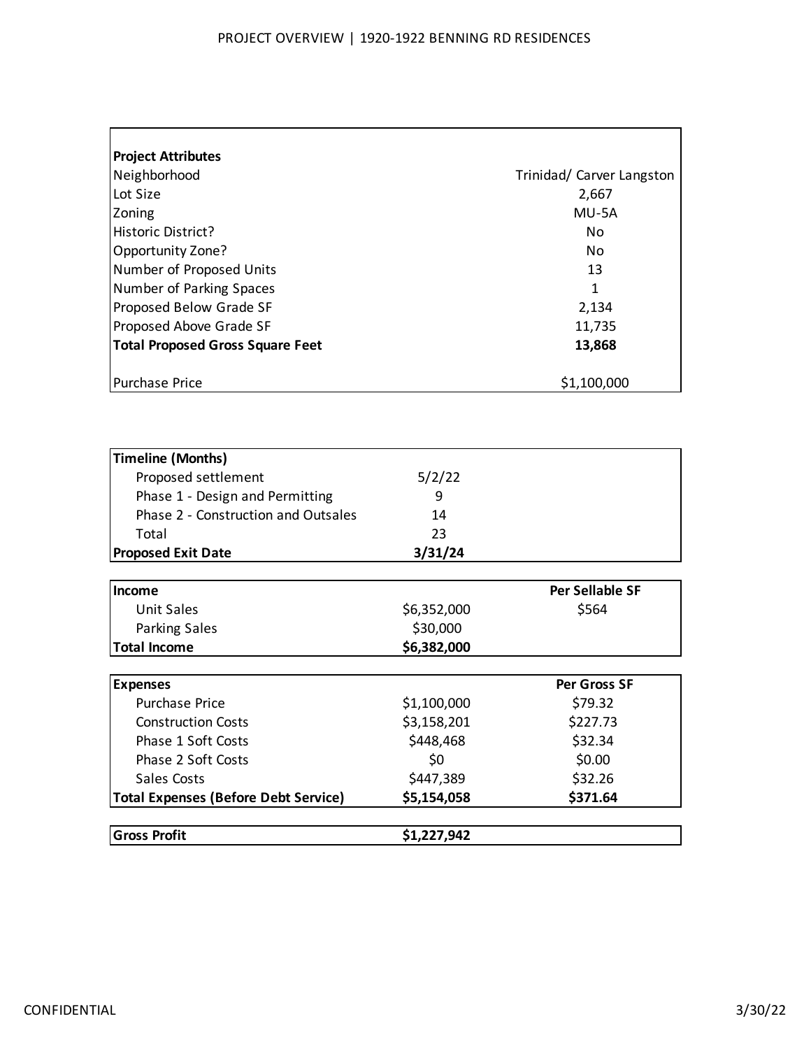# PROJECT OVERVIEW | 1920-1922 BENNING RD RESIDENCES

| **Project Attributes** | |
|---|---|
| Neighborhood | Trinidad/ Carver Langston |
| Lot Size | 2,667 |
| Zoning | MU-5A |
| Historic District? | No |
| Opportunity Zone? | No |
| Number of Proposed Units | 13 |
| Number of Parking Spaces | 1 |
| Proposed Below Grade SF | 2,134 |
| Proposed Above Grade SF | 11,735 |
| **Total Proposed Gross Square Feet** | **13,868** |
| | |
| Purchase Price | $1,100,000 |

| **Timeline (Months)** | | |
|---|---|---|
| Proposed settlement | 5/2/22 | |
| Phase 1 - Design and Permitting | 9 | |
| Phase 2 - Construction and Outsales | 14 | |
| Total | 23 | |
| **Proposed Exit Date** | **3/31/24** | |

| **Income** | | **Per Sellable SF** |
|---|---|---|
| Unit Sales | $6,352,000 | $564 |
| Parking Sales | $30,000 | |
| **Total Income** | **$6,382,000** | |

| **Expenses** | | **Per Gross SF** |
|---|---|---|
| Purchase Price | $1,100,000 | $79.32 |
| Construction Costs | $3,158,201 | $227.73 |
| Phase 1 Soft Costs | $448,468 | $32.34 |
| Phase 2 Soft Costs | $0 | $0.00 |
| Sales Costs | $447,389 | $32.26 |
| **Total Expenses (Before Debt Service)** | **$5,154,058** | **$371.64** |

| **Gross Profit** | **$1,227,942** | |
|---|---|---|

CONFIDENTIAL

3/30/22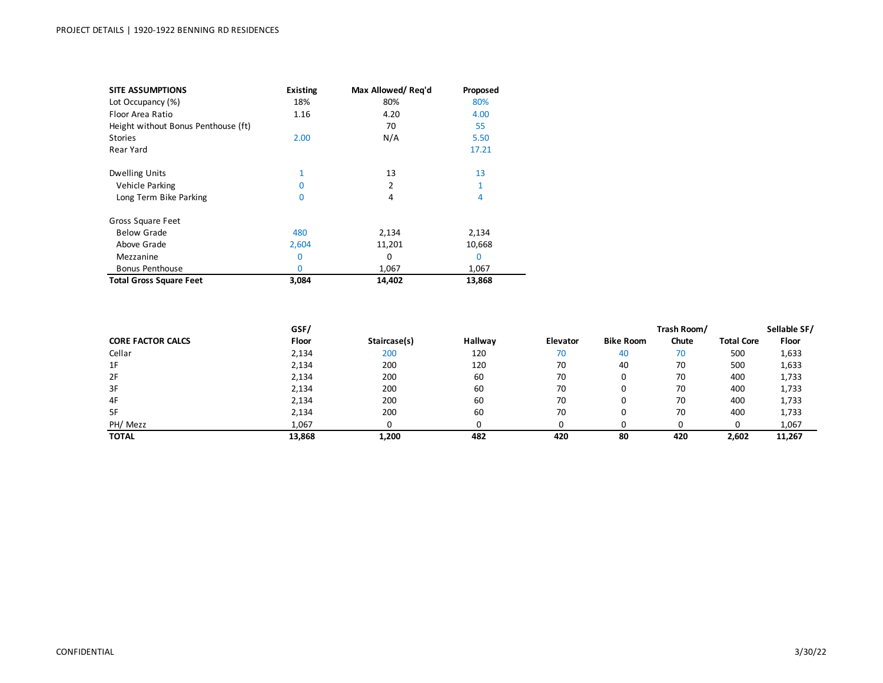PROJECT DETAILS | 1920-1922 BENNING RD RESIDENCES

| SITE ASSUMPTIONS | Existing | Max Allowed/ Req'd | Proposed |
|---|---|---|---|
| Lot Occupancy (%) | 18% | 80% | 80% |
| Floor Area Ratio | 1.16 | 4.20 | 4.00 |
| Height without Bonus Penthouse (ft) | | 70 | 55 |
| Stories | 2.00 | N/A | 5.50 |
| Rear Yard | | | 17.21 |
| | | | |
| Dwelling Units | 1 | 13 | 13 |
| Vehicle Parking | 0 | 2 | 1 |
| Long Term Bike Parking | 0 | 4 | 4 |
| | | | |
| Gross Square Feet | | | |
| Below Grade | 480 | 2,134 | 2,134 |
| Above Grade | 2,604 | 11,201 | 10,668 |
| Mezzanine | 0 | 0 | 0 |
| Bonus Penthouse | 0 | 1,067 | 1,067 |
| **Total Gross Square Feet** | **3,084** | **14,402** | **13,868** |

| CORE FACTOR CALCS | GSF/ Floor | Staircase(s) | Hallway | Elevator | Bike Room | Trash Room/ Chute | Total Core | Sellable SF/ Floor |
|---|---|---|---|---|---|---|---|---|
| Cellar | 2,134 | 200 | 120 | 70 | 40 | 70 | 500 | 1,633 |
| 1F | 2,134 | 200 | 120 | 70 | 40 | 70 | 500 | 1,633 |
| 2F | 2,134 | 200 | 60 | 70 | 0 | 70 | 400 | 1,733 |
| 3F | 2,134 | 200 | 60 | 70 | 0 | 70 | 400 | 1,733 |
| 4F | 2,134 | 200 | 60 | 70 | 0 | 70 | 400 | 1,733 |
| 5F | 2,134 | 200 | 60 | 70 | 0 | 70 | 400 | 1,733 |
| PH/ Mezz | 1,067 | 0 | 0 | 0 | 0 | 0 | 0 | 1,067 |
| **TOTAL** | **13,868** | **1,200** | **482** | **420** | **80** | **420** | **2,602** | **11,267** |

CONFIDENTIAL

3/30/22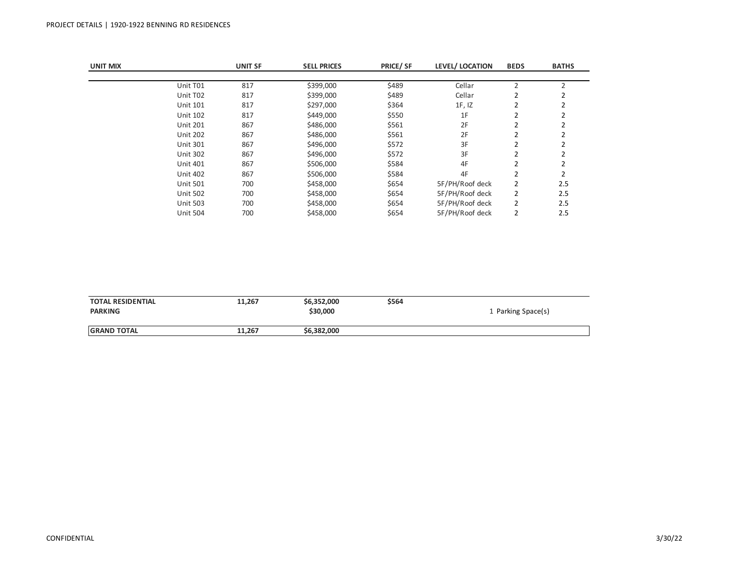# PROJECT DETAILS | 1920-1922 BENNING RD RESIDENCES

| UNIT MIX | UNIT SF | SELL PRICES | PRICE/ SF | LEVEL/ LOCATION | BEDS | BATHS |
|---|---|---|---|---|---|---|
| Unit T01 | 817 | $399,000 | $489 | Cellar | 2 | 2 |
| Unit T02 | 817 | $399,000 | $489 | Cellar | 2 | 2 |
| Unit 101 | 817 | $297,000 | $364 | 1F, IZ | 2 | 2 |
| Unit 102 | 817 | $449,000 | $550 | 1F | 2 | 2 |
| Unit 201 | 867 | $486,000 | $561 | 2F | 2 | 2 |
| Unit 202 | 867 | $486,000 | $561 | 2F | 2 | 2 |
| Unit 301 | 867 | $496,000 | $572 | 3F | 2 | 2 |
| Unit 302 | 867 | $496,000 | $572 | 3F | 2 | 2 |
| Unit 401 | 867 | $506,000 | $584 | 4F | 2 | 2 |
| Unit 402 | 867 | $506,000 | $584 | 4F | 2 | 2 |
| Unit 501 | 700 | $458,000 | $654 | 5F/PH/Roof deck | 2 | 2.5 |
| Unit 502 | 700 | $458,000 | $654 | 5F/PH/Roof deck | 2 | 2.5 |
| Unit 503 | 700 | $458,000 | $654 | 5F/PH/Roof deck | 2 | 2.5 |
| Unit 504 | 700 | $458,000 | $654 | 5F/PH/Roof deck | 2 | 2.5 |
| **TOTAL RESIDENTIAL** | **11,267** | **$6,352,000** | **$564** | | | |
| **PARKING** | | **$30,000** | | | 1 Parking Space(s) | |
| **GRAND TOTAL** | **11,267** | **$6,382,000** | | | | |